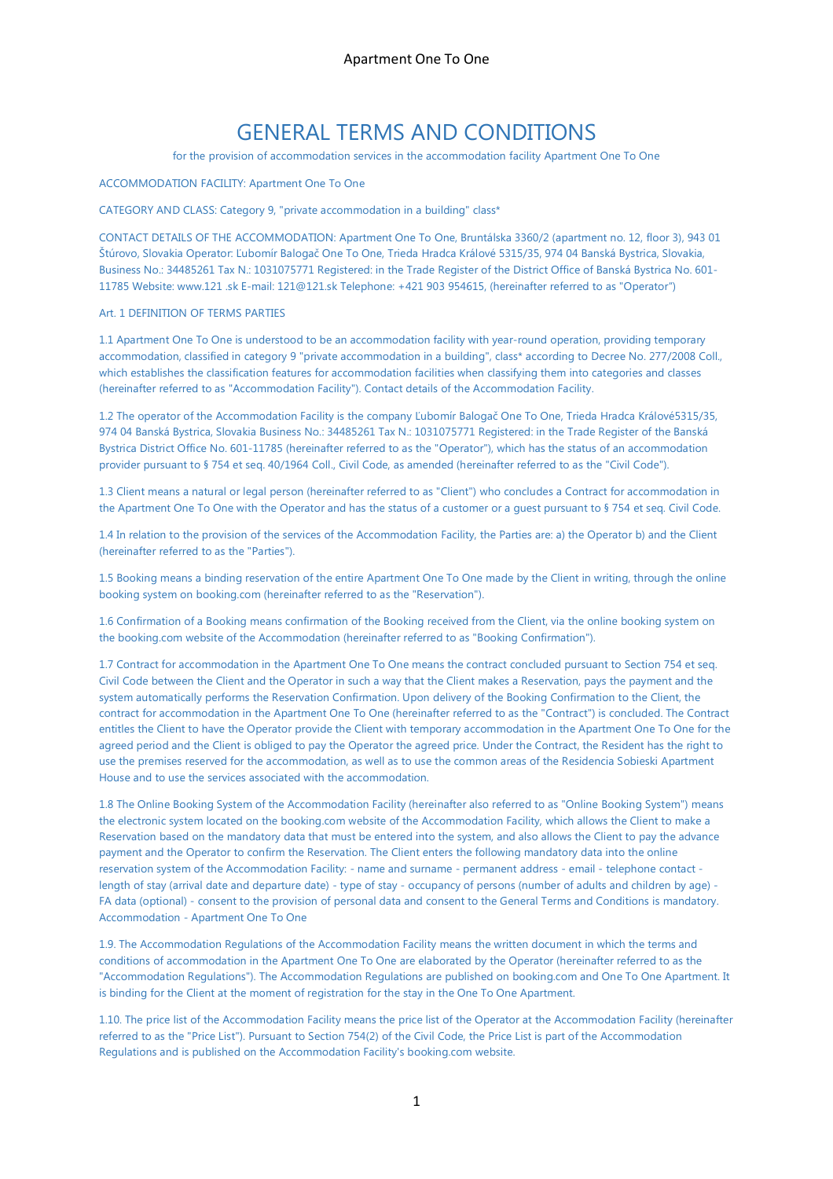# GENERAL TERMS AND CONDITIONS

for the provision of accommodation services in the accommodation facility Apartment One To One

ACCOMMODATION FACILITY: Apartment One To One

CATEGORY AND CLASS: Category 9, "private accommodation in a building" class*

CONTACT DETAILS OF THE ACCOMMODATION: Apartment One To One, Bruntálska 3360/2 (apartment no. 12, floor 3), 943 01 Štúrovo, Slovakia Operator: Ľubomír Balogač One To One, Trieda Hradca Králové 5315/35, 974 04 Banská Bystrica, Slovakia, Business No.: 34485261 Tax N.: 1031075771 Registered: in the Trade Register of the District Office of Banská Bystrica No. 601-11785 Website: www.121 .sk E-mail: 121@121.sk Telephone: +421 903 954615, (hereinafter referred to as "Operator")

Art. 1 DEFINITION OF TERMS PARTIES

1.1 Apartment One To One is understood to be an accommodation facility with year-round operation, providing temporary accommodation, classified in category 9 "private accommodation in a building", class* according to Decree No. 277/2008 Coll., which establishes the classification features for accommodation facilities when classifying them into categories and classes (hereinafter referred to as "Accommodation Facility"). Contact details of the Accommodation Facility.

1.2 The operator of the Accommodation Facility is the company Ľubomír Balogač One To One, Trieda Hradca Králové5315/35, 974 04 Banská Bystrica, Slovakia Business No.: 34485261 Tax N.: 1031075771 Registered: in the Trade Register of the Banská Bystrica District Office No. 601-11785 (hereinafter referred to as the "Operator"), which has the status of an accommodation provider pursuant to § 754 et seq. 40/1964 Coll., Civil Code, as amended (hereinafter referred to as the "Civil Code").

1.3 Client means a natural or legal person (hereinafter referred to as "Client") who concludes a Contract for accommodation in the Apartment One To One with the Operator and has the status of a customer or a guest pursuant to § 754 et seq. Civil Code.

1.4 In relation to the provision of the services of the Accommodation Facility, the Parties are: a) the Operator b) and the Client (hereinafter referred to as the "Parties").

1.5 Booking means a binding reservation of the entire Apartment One To One made by the Client in writing, through the online booking system on booking.com (hereinafter referred to as the "Reservation").

1.6 Confirmation of a Booking means confirmation of the Booking received from the Client, via the online booking system on the booking.com website of the Accommodation (hereinafter referred to as "Booking Confirmation").

1.7 Contract for accommodation in the Apartment One To One means the contract concluded pursuant to Section 754 et seq. Civil Code between the Client and the Operator in such a way that the Client makes a Reservation, pays the payment and the system automatically performs the Reservation Confirmation. Upon delivery of the Booking Confirmation to the Client, the contract for accommodation in the Apartment One To One (hereinafter referred to as the "Contract") is concluded. The Contract entitles the Client to have the Operator provide the Client with temporary accommodation in the Apartment One To One for the agreed period and the Client is obliged to pay the Operator the agreed price. Under the Contract, the Resident has the right to use the premises reserved for the accommodation, as well as to use the common areas of the Residencia Sobieski Apartment House and to use the services associated with the accommodation.

1.8 The Online Booking System of the Accommodation Facility (hereinafter also referred to as "Online Booking System") means the electronic system located on the booking.com website of the Accommodation Facility, which allows the Client to make a Reservation based on the mandatory data that must be entered into the system, and also allows the Client to pay the advance payment and the Operator to confirm the Reservation. The Client enters the following mandatory data into the online reservation system of the Accommodation Facility: - name and surname - permanent address - email - telephone contact - length of stay (arrival date and departure date) - type of stay - occupancy of persons (number of adults and children by age) - FA data (optional) - consent to the provision of personal data and consent to the General Terms and Conditions is mandatory. Accommodation - Apartment One To One

1.9. The Accommodation Regulations of the Accommodation Facility means the written document in which the terms and conditions of accommodation in the Apartment One To One are elaborated by the Operator (hereinafter referred to as the "Accommodation Regulations"). The Accommodation Regulations are published on booking.com and One To One Apartment. It is binding for the Client at the moment of registration for the stay in the One To One Apartment.

1.10. The price list of the Accommodation Facility means the price list of the Operator at the Accommodation Facility (hereinafter referred to as the "Price List"). Pursuant to Section 754(2) of the Civil Code, the Price List is part of the Accommodation Regulations and is published on the Accommodation Facility's booking.com website.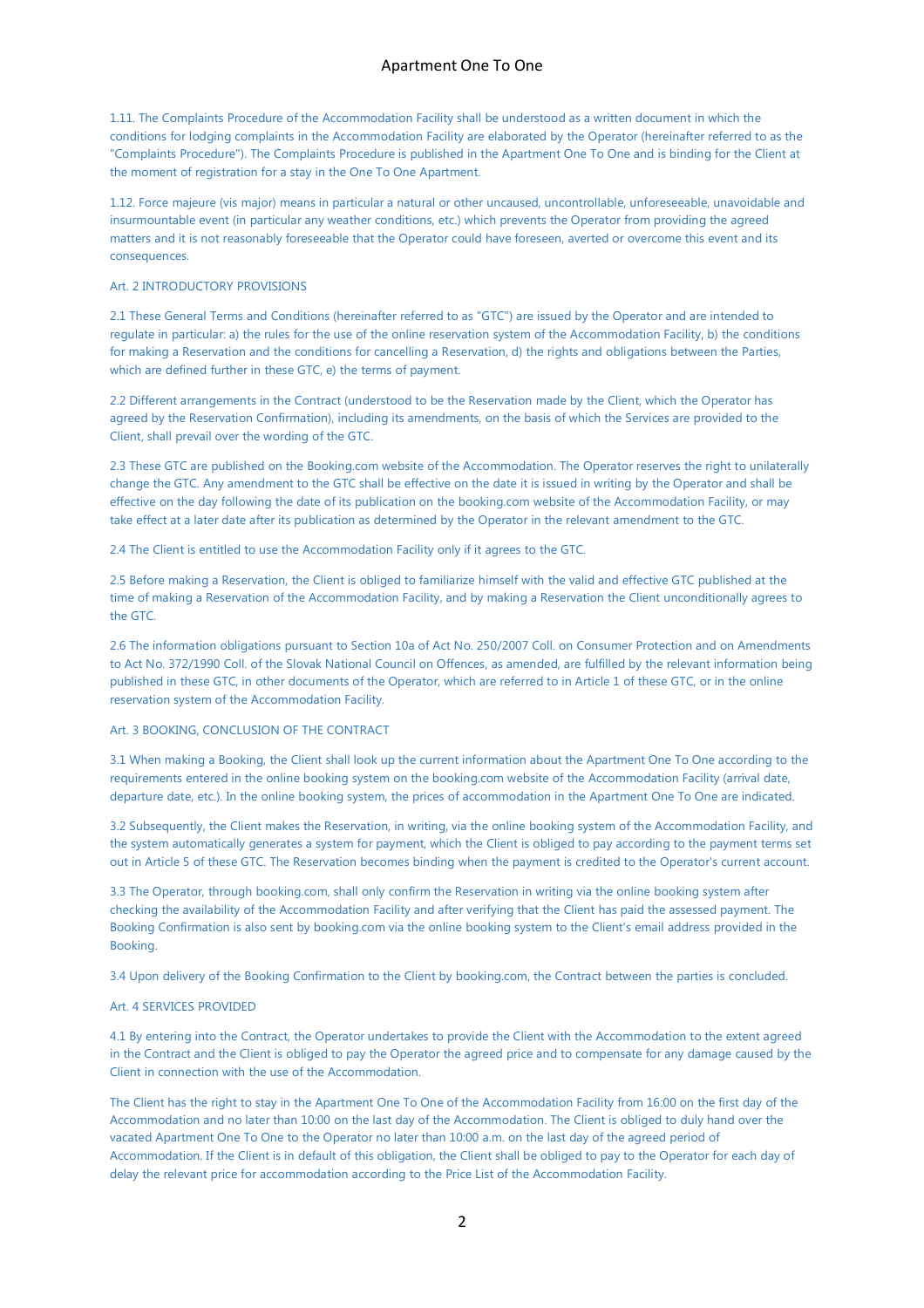1.11. The Complaints Procedure of the Accommodation Facility shall be understood as a written document in which the conditions for lodging complaints in the Accommodation Facility are elaborated by the Operator (hereinafter referred to as the "Complaints Procedure"). The Complaints Procedure is published in the Apartment One To One and is binding for the Client at the moment of registration for a stay in the One To One Apartment.

1.12. Force majeure (vis major) means in particular a natural or other uncaused, uncontrollable, unforeseeable, unavoidable and insurmountable event (in particular any weather conditions, etc.) which prevents the Operator from providing the agreed matters and it is not reasonably foreseeable that the Operator could have foreseen, averted or overcome this event and its consequences.

## Art. 2 INTRODUCTORY PROVISIONS

2.1 These General Terms and Conditions (hereinafter referred to as "GTC") are issued by the Operator and are intended to regulate in particular: a) the rules for the use of the online reservation system of the Accommodation Facility, b) the conditions for making a Reservation and the conditions for cancelling a Reservation, d) the rights and obligations between the Parties, which are defined further in these GTC, e) the terms of payment.

2.2 Different arrangements in the Contract (understood to be the Reservation made by the Client, which the Operator has agreed by the Reservation Confirmation), including its amendments, on the basis of which the Services are provided to the Client, shall prevail over the wording of the GTC.

2.3 These GTC are published on the Booking.com website of the Accommodation. The Operator reserves the right to unilaterally change the GTC. Any amendment to the GTC shall be effective on the date it is issued in writing by the Operator and shall be effective on the day following the date of its publication on the booking.com website of the Accommodation Facility, or may take effect at a later date after its publication as determined by the Operator in the relevant amendment to the GTC.

2.4 The Client is entitled to use the Accommodation Facility only if it agrees to the GTC.

2.5 Before making a Reservation, the Client is obliged to familiarize himself with the valid and effective GTC published at the time of making a Reservation of the Accommodation Facility, and by making a Reservation the Client unconditionally agrees to the GTC.

2.6 The information obligations pursuant to Section 10a of Act No. 250/2007 Coll. on Consumer Protection and on Amendments to Act No. 372/1990 Coll. of the Slovak National Council on Offences, as amended, are fulfilled by the relevant information being published in these GTC, in other documents of the Operator, which are referred to in Article 1 of these GTC, or in the online reservation system of the Accommodation Facility.

## Art. 3 BOOKING, CONCLUSION OF THE CONTRACT

3.1 When making a Booking, the Client shall look up the current information about the Apartment One To One according to the requirements entered in the online booking system on the booking.com website of the Accommodation Facility (arrival date, departure date, etc.). In the online booking system, the prices of accommodation in the Apartment One To One are indicated.

3.2 Subsequently, the Client makes the Reservation, in writing, via the online booking system of the Accommodation Facility, and the system automatically generates a system for payment, which the Client is obliged to pay according to the payment terms set out in Article 5 of these GTC. The Reservation becomes binding when the payment is credited to the Operator's current account.

3.3 The Operator, through booking.com, shall only confirm the Reservation in writing via the online booking system after checking the availability of the Accommodation Facility and after verifying that the Client has paid the assessed payment. The Booking Confirmation is also sent by booking.com via the online booking system to the Client's email address provided in the Booking.

3.4 Upon delivery of the Booking Confirmation to the Client by booking.com, the Contract between the parties is concluded.

## Art. 4 SERVICES PROVIDED

4.1 By entering into the Contract, the Operator undertakes to provide the Client with the Accommodation to the extent agreed in the Contract and the Client is obliged to pay the Operator the agreed price and to compensate for any damage caused by the Client in connection with the use of the Accommodation.

The Client has the right to stay in the Apartment One To One of the Accommodation Facility from 16:00 on the first day of the Accommodation and no later than 10:00 on the last day of the Accommodation. The Client is obliged to duly hand over the vacated Apartment One To One to the Operator no later than 10:00 a.m. on the last day of the agreed period of Accommodation. If the Client is in default of this obligation, the Client shall be obliged to pay to the Operator for each day of delay the relevant price for accommodation according to the Price List of the Accommodation Facility.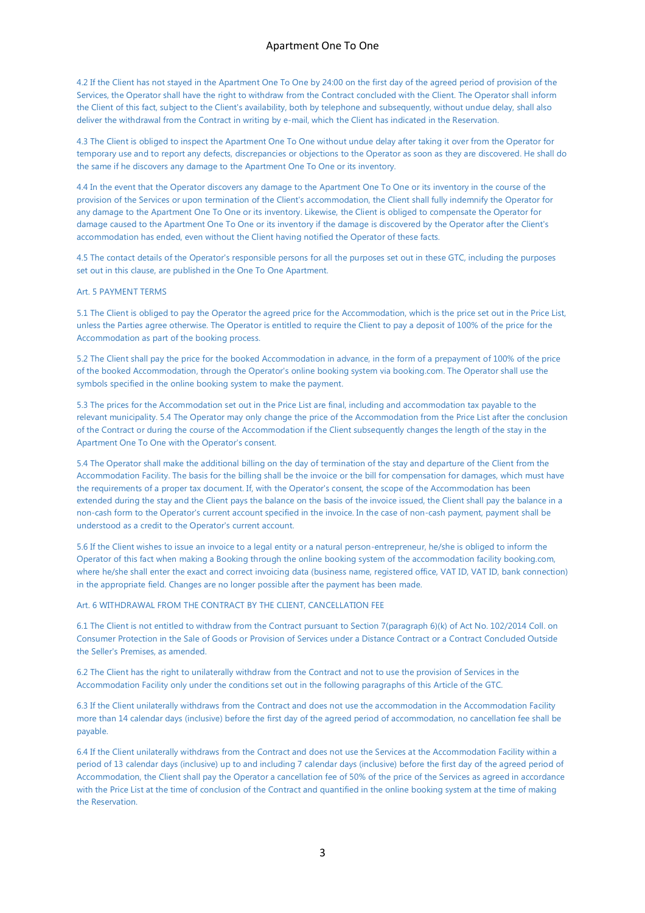4.2 If the Client has not stayed in the Apartment One To One by 24:00 on the first day of the agreed period of provision of the Services, the Operator shall have the right to withdraw from the Contract concluded with the Client. The Operator shall inform the Client of this fact, subject to the Client's availability, both by telephone and subsequently, without undue delay, shall also deliver the withdrawal from the Contract in writing by e-mail, which the Client has indicated in the Reservation.

4.3 The Client is obliged to inspect the Apartment One To One without undue delay after taking it over from the Operator for temporary use and to report any defects, discrepancies or objections to the Operator as soon as they are discovered. He shall do the same if he discovers any damage to the Apartment One To One or its inventory.

4.4 In the event that the Operator discovers any damage to the Apartment One To One or its inventory in the course of the provision of the Services or upon termination of the Client's accommodation, the Client shall fully indemnify the Operator for any damage to the Apartment One To One or its inventory. Likewise, the Client is obliged to compensate the Operator for damage caused to the Apartment One To One or its inventory if the damage is discovered by the Operator after the Client's accommodation has ended, even without the Client having notified the Operator of these facts.

4.5 The contact details of the Operator's responsible persons for all the purposes set out in these GTC, including the purposes set out in this clause, are published in the One To One Apartment.

Art. 5 PAYMENT TERMS

5.1 The Client is obliged to pay the Operator the agreed price for the Accommodation, which is the price set out in the Price List, unless the Parties agree otherwise. The Operator is entitled to require the Client to pay a deposit of 100% of the price for the Accommodation as part of the booking process.

5.2 The Client shall pay the price for the booked Accommodation in advance, in the form of a prepayment of 100% of the price of the booked Accommodation, through the Operator's online booking system via booking.com. The Operator shall use the symbols specified in the online booking system to make the payment.

5.3 The prices for the Accommodation set out in the Price List are final, including and accommodation tax payable to the relevant municipality. 5.4 The Operator may only change the price of the Accommodation from the Price List after the conclusion of the Contract or during the course of the Accommodation if the Client subsequently changes the length of the stay in the Apartment One To One with the Operator's consent.

5.4 The Operator shall make the additional billing on the day of termination of the stay and departure of the Client from the Accommodation Facility. The basis for the billing shall be the invoice or the bill for compensation for damages, which must have the requirements of a proper tax document. If, with the Operator's consent, the scope of the Accommodation has been extended during the stay and the Client pays the balance on the basis of the invoice issued, the Client shall pay the balance in a non-cash form to the Operator's current account specified in the invoice. In the case of non-cash payment, payment shall be understood as a credit to the Operator's current account.

5.6 If the Client wishes to issue an invoice to a legal entity or a natural person-entrepreneur, he/she is obliged to inform the Operator of this fact when making a Booking through the online booking system of the accommodation facility booking.com, where he/she shall enter the exact and correct invoicing data (business name, registered office, VAT ID, VAT ID, bank connection) in the appropriate field. Changes are no longer possible after the payment has been made.

Art. 6 WITHDRAWAL FROM THE CONTRACT BY THE CLIENT, CANCELLATION FEE

6.1 The Client is not entitled to withdraw from the Contract pursuant to Section 7(paragraph 6)(k) of Act No. 102/2014 Coll. on Consumer Protection in the Sale of Goods or Provision of Services under a Distance Contract or a Contract Concluded Outside the Seller's Premises, as amended.

6.2 The Client has the right to unilaterally withdraw from the Contract and not to use the provision of Services in the Accommodation Facility only under the conditions set out in the following paragraphs of this Article of the GTC.

6.3 If the Client unilaterally withdraws from the Contract and does not use the accommodation in the Accommodation Facility more than 14 calendar days (inclusive) before the first day of the agreed period of accommodation, no cancellation fee shall be payable.

6.4 If the Client unilaterally withdraws from the Contract and does not use the Services at the Accommodation Facility within a period of 13 calendar days (inclusive) up to and including 7 calendar days (inclusive) before the first day of the agreed period of Accommodation, the Client shall pay the Operator a cancellation fee of 50% of the price of the Services as agreed in accordance with the Price List at the time of conclusion of the Contract and quantified in the online booking system at the time of making the Reservation.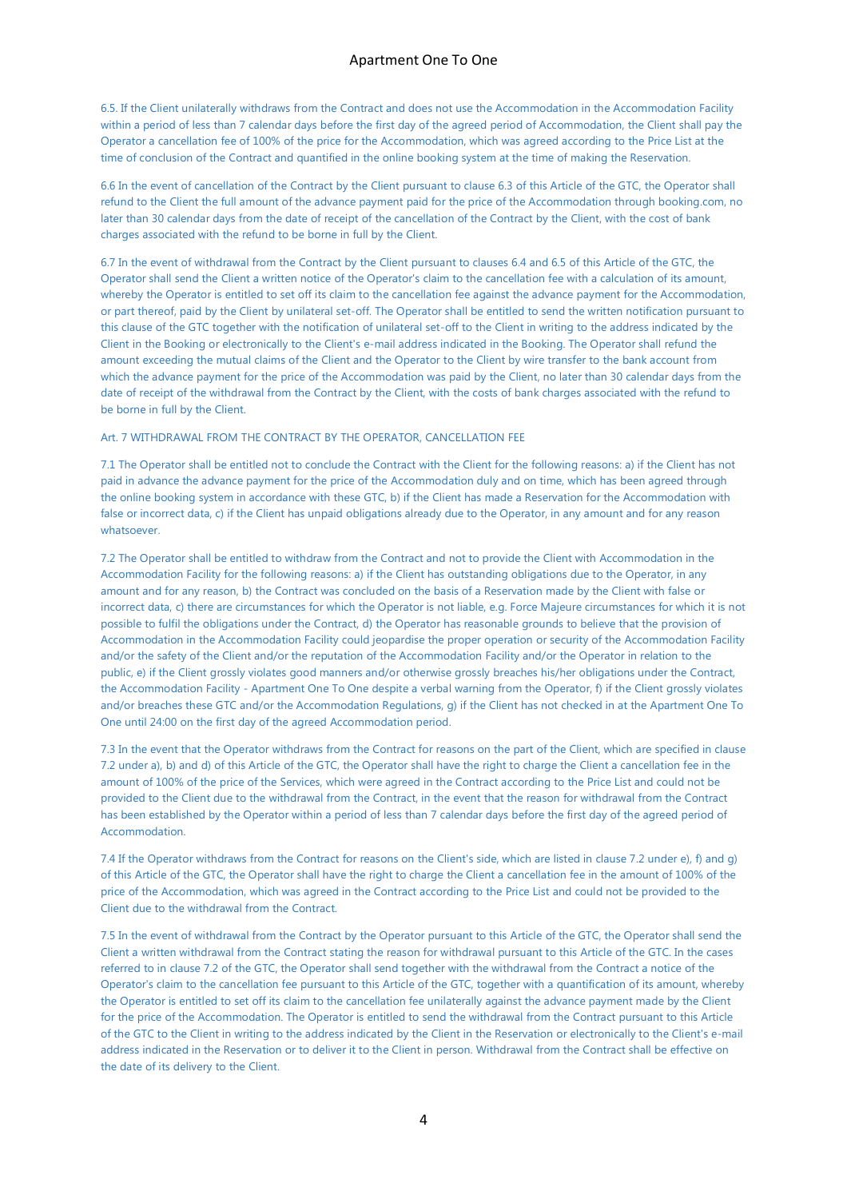6.5. If the Client unilaterally withdraws from the Contract and does not use the Accommodation in the Accommodation Facility within a period of less than 7 calendar days before the first day of the agreed period of Accommodation, the Client shall pay the Operator a cancellation fee of 100% of the price for the Accommodation, which was agreed according to the Price List at the time of conclusion of the Contract and quantified in the online booking system at the time of making the Reservation.

6.6 In the event of cancellation of the Contract by the Client pursuant to clause 6.3 of this Article of the GTC, the Operator shall refund to the Client the full amount of the advance payment paid for the price of the Accommodation through booking.com, no later than 30 calendar days from the date of receipt of the cancellation of the Contract by the Client, with the cost of bank charges associated with the refund to be borne in full by the Client.

6.7 In the event of withdrawal from the Contract by the Client pursuant to clauses 6.4 and 6.5 of this Article of the GTC, the Operator shall send the Client a written notice of the Operator's claim to the cancellation fee with a calculation of its amount, whereby the Operator is entitled to set off its claim to the cancellation fee against the advance payment for the Accommodation, or part thereof, paid by the Client by unilateral set-off. The Operator shall be entitled to send the written notification pursuant to this clause of the GTC together with the notification of unilateral set-off to the Client in writing to the address indicated by the Client in the Booking or electronically to the Client's e-mail address indicated in the Booking. The Operator shall refund the amount exceeding the mutual claims of the Client and the Operator to the Client by wire transfer to the bank account from which the advance payment for the price of the Accommodation was paid by the Client, no later than 30 calendar days from the date of receipt of the withdrawal from the Contract by the Client, with the costs of bank charges associated with the refund to be borne in full by the Client.

## Art. 7 WITHDRAWAL FROM THE CONTRACT BY THE OPERATOR, CANCELLATION FEE

7.1 The Operator shall be entitled not to conclude the Contract with the Client for the following reasons: a) if the Client has not paid in advance the advance payment for the price of the Accommodation duly and on time, which has been agreed through the online booking system in accordance with these GTC, b) if the Client has made a Reservation for the Accommodation with false or incorrect data, c) if the Client has unpaid obligations already due to the Operator, in any amount and for any reason whatsoever.

7.2 The Operator shall be entitled to withdraw from the Contract and not to provide the Client with Accommodation in the Accommodation Facility for the following reasons: a) if the Client has outstanding obligations due to the Operator, in any amount and for any reason, b) the Contract was concluded on the basis of a Reservation made by the Client with false or incorrect data, c) there are circumstances for which the Operator is not liable, e.g. Force Majeure circumstances for which it is not possible to fulfil the obligations under the Contract, d) the Operator has reasonable grounds to believe that the provision of Accommodation in the Accommodation Facility could jeopardise the proper operation or security of the Accommodation Facility and/or the safety of the Client and/or the reputation of the Accommodation Facility and/or the Operator in relation to the public, e) if the Client grossly violates good manners and/or otherwise grossly breaches his/her obligations under the Contract, the Accommodation Facility - Apartment One To One despite a verbal warning from the Operator, f) if the Client grossly violates and/or breaches these GTC and/or the Accommodation Regulations, g) if the Client has not checked in at the Apartment One To One until 24:00 on the first day of the agreed Accommodation period.

7.3 In the event that the Operator withdraws from the Contract for reasons on the part of the Client, which are specified in clause 7.2 under a), b) and d) of this Article of the GTC, the Operator shall have the right to charge the Client a cancellation fee in the amount of 100% of the price of the Services, which were agreed in the Contract according to the Price List and could not be provided to the Client due to the withdrawal from the Contract, in the event that the reason for withdrawal from the Contract has been established by the Operator within a period of less than 7 calendar days before the first day of the agreed period of Accommodation.

7.4 If the Operator withdraws from the Contract for reasons on the Client's side, which are listed in clause 7.2 under e), f) and g) of this Article of the GTC, the Operator shall have the right to charge the Client a cancellation fee in the amount of 100% of the price of the Accommodation, which was agreed in the Contract according to the Price List and could not be provided to the Client due to the withdrawal from the Contract.

7.5 In the event of withdrawal from the Contract by the Operator pursuant to this Article of the GTC, the Operator shall send the Client a written withdrawal from the Contract stating the reason for withdrawal pursuant to this Article of the GTC. In the cases referred to in clause 7.2 of the GTC, the Operator shall send together with the withdrawal from the Contract a notice of the Operator's claim to the cancellation fee pursuant to this Article of the GTC, together with a quantification of its amount, whereby the Operator is entitled to set off its claim to the cancellation fee unilaterally against the advance payment made by the Client for the price of the Accommodation. The Operator is entitled to send the withdrawal from the Contract pursuant to this Article of the GTC to the Client in writing to the address indicated by the Client in the Reservation or electronically to the Client's e-mail address indicated in the Reservation or to deliver it to the Client in person. Withdrawal from the Contract shall be effective on the date of its delivery to the Client.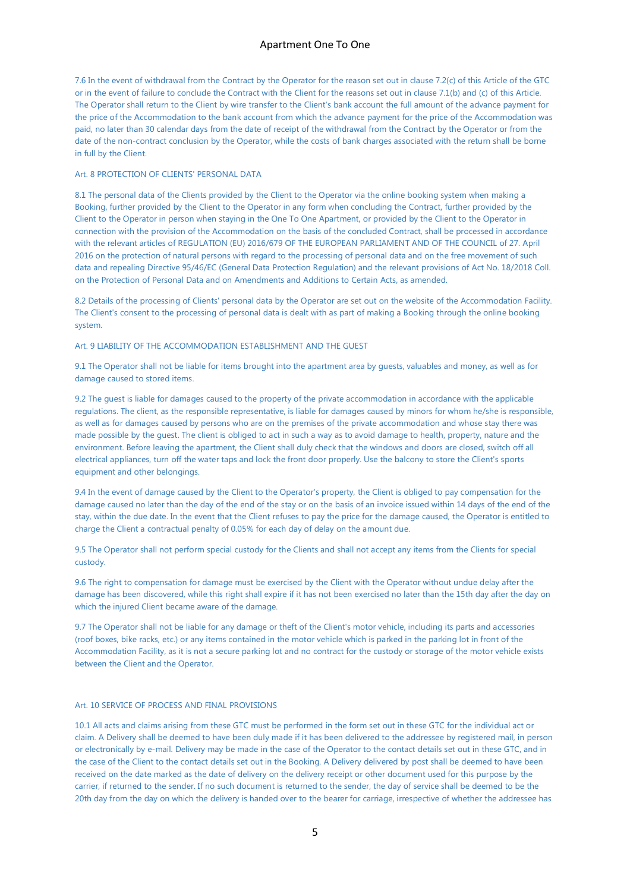7.6 In the event of withdrawal from the Contract by the Operator for the reason set out in clause 7.2(c) of this Article of the GTC or in the event of failure to conclude the Contract with the Client for the reasons set out in clause 7.1(b) and (c) of this Article. The Operator shall return to the Client by wire transfer to the Client's bank account the full amount of the advance payment for the price of the Accommodation to the bank account from which the advance payment for the price of the Accommodation was paid, no later than 30 calendar days from the date of receipt of the withdrawal from the Contract by the Operator or from the date of the non-contract conclusion by the Operator, while the costs of bank charges associated with the return shall be borne in full by the Client.

## Art. 8 PROTECTION OF CLIENTS' PERSONAL DATA

8.1 The personal data of the Clients provided by the Client to the Operator via the online booking system when making a Booking, further provided by the Client to the Operator in any form when concluding the Contract, further provided by the Client to the Operator in person when staying in the One To One Apartment, or provided by the Client to the Operator in connection with the provision of the Accommodation on the basis of the concluded Contract, shall be processed in accordance with the relevant articles of REGULATION (EU) 2016/679 OF THE EUROPEAN PARLIAMENT AND OF THE COUNCIL of 27. April 2016 on the protection of natural persons with regard to the processing of personal data and on the free movement of such data and repealing Directive 95/46/EC (General Data Protection Regulation) and the relevant provisions of Act No. 18/2018 Coll. on the Protection of Personal Data and on Amendments and Additions to Certain Acts, as amended.

8.2 Details of the processing of Clients' personal data by the Operator are set out on the website of the Accommodation Facility. The Client's consent to the processing of personal data is dealt with as part of making a Booking through the online booking system.

## Art. 9 LIABILITY OF THE ACCOMMODATION ESTABLISHMENT AND THE GUEST

9.1 The Operator shall not be liable for items brought into the apartment area by guests, valuables and money, as well as for damage caused to stored items.

9.2 The guest is liable for damages caused to the property of the private accommodation in accordance with the applicable regulations. The client, as the responsible representative, is liable for damages caused by minors for whom he/she is responsible, as well as for damages caused by persons who are on the premises of the private accommodation and whose stay there was made possible by the guest. The client is obliged to act in such a way as to avoid damage to health, property, nature and the environment. Before leaving the apartment, the Client shall duly check that the windows and doors are closed, switch off all electrical appliances, turn off the water taps and lock the front door properly. Use the balcony to store the Client's sports equipment and other belongings.

9.4 In the event of damage caused by the Client to the Operator's property, the Client is obliged to pay compensation for the damage caused no later than the day of the end of the stay or on the basis of an invoice issued within 14 days of the end of the stay, within the due date. In the event that the Client refuses to pay the price for the damage caused, the Operator is entitled to charge the Client a contractual penalty of 0.05% for each day of delay on the amount due.

9.5 The Operator shall not perform special custody for the Clients and shall not accept any items from the Clients for special custody.

9.6 The right to compensation for damage must be exercised by the Client with the Operator without undue delay after the damage has been discovered, while this right shall expire if it has not been exercised no later than the 15th day after the day on which the injured Client became aware of the damage.

9.7 The Operator shall not be liable for any damage or theft of the Client's motor vehicle, including its parts and accessories (roof boxes, bike racks, etc.) or any items contained in the motor vehicle which is parked in the parking lot in front of the Accommodation Facility, as it is not a secure parking lot and no contract for the custody or storage of the motor vehicle exists between the Client and the Operator.

## Art. 10 SERVICE OF PROCESS AND FINAL PROVISIONS

10.1 All acts and claims arising from these GTC must be performed in the form set out in these GTC for the individual act or claim. A Delivery shall be deemed to have been duly made if it has been delivered to the addressee by registered mail, in person or electronically by e-mail. Delivery may be made in the case of the Operator to the contact details set out in these GTC, and in the case of the Client to the contact details set out in the Booking. A Delivery delivered by post shall be deemed to have been received on the date marked as the date of delivery on the delivery receipt or other document used for this purpose by the carrier, if returned to the sender. If no such document is returned to the sender, the day of service shall be deemed to be the 20th day from the day on which the delivery is handed over to the bearer for carriage, irrespective of whether the addressee has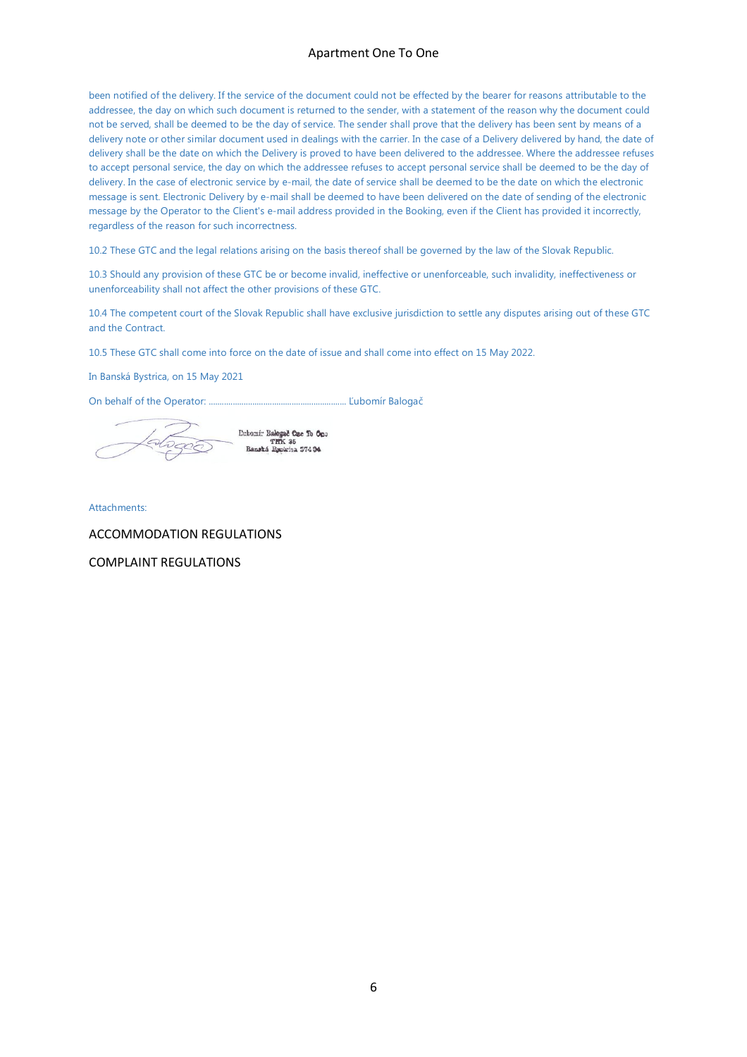been notified of the delivery. If the service of the document could not be effected by the bearer for reasons attributable to the addressee, the day on which such document is returned to the sender, with a statement of the reason why the document could not be served, shall be deemed to be the day of service. The sender shall prove that the delivery has been sent by means of a delivery note or other similar document used in dealings with the carrier. In the case of a Delivery delivered by hand, the date of delivery shall be the date on which the Delivery is proved to have been delivered to the addressee. Where the addressee refuses to accept personal service, the day on which the addressee refuses to accept personal service shall be deemed to be the day of delivery. In the case of electronic service by e-mail, the date of service shall be deemed to be the date on which the electronic message is sent. Electronic Delivery by e-mail shall be deemed to have been delivered on the date of sending of the electronic message by the Operator to the Client's e-mail address provided in the Booking, even if the Client has provided it incorrectly, regardless of the reason for such incorrectness.

10.2 These GTC and the legal relations arising on the basis thereof shall be governed by the law of the Slovak Republic.

10.3 Should any provision of these GTC be or become invalid, ineffective or unenforceable, such invalidity, ineffectiveness or unenforceability shall not affect the other provisions of these GTC.

10.4 The competent court of the Slovak Republic shall have exclusive jurisdiction to settle any disputes arising out of these GTC and the Contract.

10.5 These GTC shall come into force on the date of issue and shall come into effect on 15 May 2022.

In Banská Bystrica, on 15 May 2021

On behalf of the Operator: ............................................................... Ľubomír Balogač

Ľubomír Balogač One To One
THK 35
Banská Bystrica 974 04

Attachments:

ACCOMMODATION REGULATIONS

COMPLAINT REGULATIONS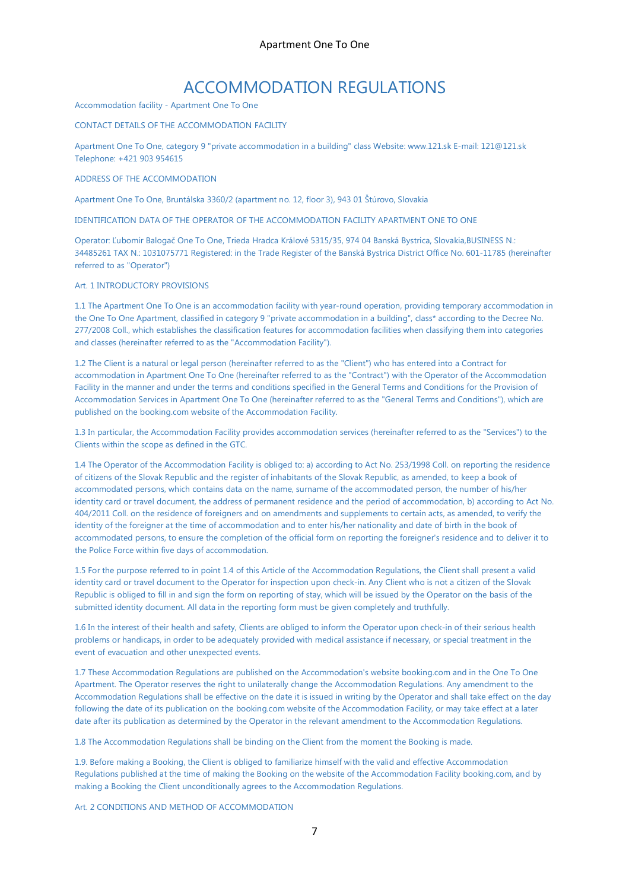# ACCOMMODATION REGULATIONS

Accommodation facility - Apartment One To One

CONTACT DETAILS OF THE ACCOMMODATION FACILITY

Apartment One To One, category 9 "private accommodation in a building" class Website: www.121.sk E-mail: 121@121.sk Telephone: +421 903 954615

ADDRESS OF THE ACCOMMODATION

Apartment One To One, Bruntálska 3360/2 (apartment no. 12, floor 3), 943 01 Štúrovo, Slovakia

IDENTIFICATION DATA OF THE OPERATOR OF THE ACCOMMODATION FACILITY APARTMENT ONE TO ONE

Operator: Ľubomír Balogač One To One, Trieda Hradca Králové 5315/35, 974 04 Banská Bystrica, Slovakia,BUSINESS N.: 34485261 TAX N.: 1031075771 Registered: in the Trade Register of the Banská Bystrica District Office No. 601-11785 (hereinafter referred to as "Operator")

Art. 1 INTRODUCTORY PROVISIONS

1.1 The Apartment One To One is an accommodation facility with year-round operation, providing temporary accommodation in the One To One Apartment, classified in category 9 "private accommodation in a building", class* according to the Decree No. 277/2008 Coll., which establishes the classification features for accommodation facilities when classifying them into categories and classes (hereinafter referred to as the "Accommodation Facility").

1.2 The Client is a natural or legal person (hereinafter referred to as the "Client") who has entered into a Contract for accommodation in Apartment One To One (hereinafter referred to as the "Contract") with the Operator of the Accommodation Facility in the manner and under the terms and conditions specified in the General Terms and Conditions for the Provision of Accommodation Services in Apartment One To One (hereinafter referred to as the "General Terms and Conditions"), which are published on the booking.com website of the Accommodation Facility.

1.3 In particular, the Accommodation Facility provides accommodation services (hereinafter referred to as the "Services") to the Clients within the scope as defined in the GTC.

1.4 The Operator of the Accommodation Facility is obliged to: a) according to Act No. 253/1998 Coll. on reporting the residence of citizens of the Slovak Republic and the register of inhabitants of the Slovak Republic, as amended, to keep a book of accommodated persons, which contains data on the name, surname of the accommodated person, the number of his/her identity card or travel document, the address of permanent residence and the period of accommodation, b) according to Act No. 404/2011 Coll. on the residence of foreigners and on amendments and supplements to certain acts, as amended, to verify the identity of the foreigner at the time of accommodation and to enter his/her nationality and date of birth in the book of accommodated persons, to ensure the completion of the official form on reporting the foreigner's residence and to deliver it to the Police Force within five days of accommodation.

1.5 For the purpose referred to in point 1.4 of this Article of the Accommodation Regulations, the Client shall present a valid identity card or travel document to the Operator for inspection upon check-in. Any Client who is not a citizen of the Slovak Republic is obliged to fill in and sign the form on reporting of stay, which will be issued by the Operator on the basis of the submitted identity document. All data in the reporting form must be given completely and truthfully.

1.6 In the interest of their health and safety, Clients are obliged to inform the Operator upon check-in of their serious health problems or handicaps, in order to be adequately provided with medical assistance if necessary, or special treatment in the event of evacuation and other unexpected events.

1.7 These Accommodation Regulations are published on the Accommodation's website booking.com and in the One To One Apartment. The Operator reserves the right to unilaterally change the Accommodation Regulations. Any amendment to the Accommodation Regulations shall be effective on the date it is issued in writing by the Operator and shall take effect on the day following the date of its publication on the booking.com website of the Accommodation Facility, or may take effect at a later date after its publication as determined by the Operator in the relevant amendment to the Accommodation Regulations.

1.8 The Accommodation Regulations shall be binding on the Client from the moment the Booking is made.

1.9. Before making a Booking, the Client is obliged to familiarize himself with the valid and effective Accommodation Regulations published at the time of making the Booking on the website of the Accommodation Facility booking.com, and by making a Booking the Client unconditionally agrees to the Accommodation Regulations.

Art. 2 CONDITIONS AND METHOD OF ACCOMMODATION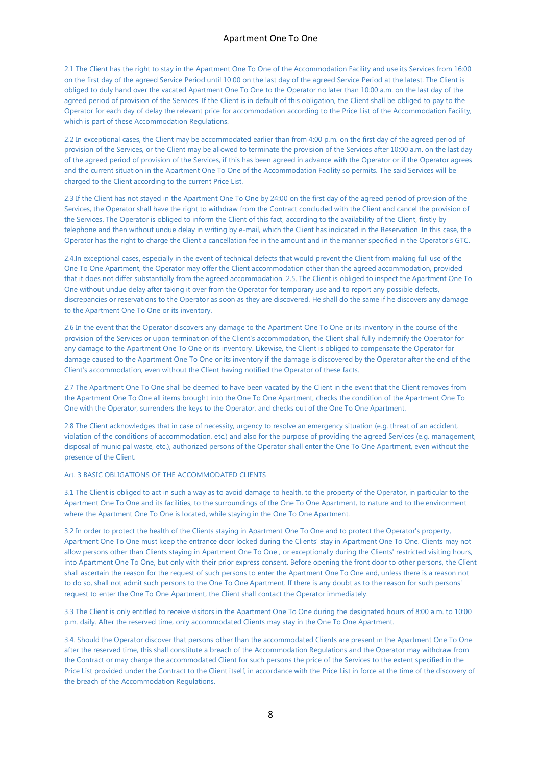2.1 The Client has the right to stay in the Apartment One To One of the Accommodation Facility and use its Services from 16:00 on the first day of the agreed Service Period until 10:00 on the last day of the agreed Service Period at the latest. The Client is obliged to duly hand over the vacated Apartment One To One to the Operator no later than 10:00 a.m. on the last day of the agreed period of provision of the Services. If the Client is in default of this obligation, the Client shall be obliged to pay to the Operator for each day of delay the relevant price for accommodation according to the Price List of the Accommodation Facility, which is part of these Accommodation Regulations.

2.2 In exceptional cases, the Client may be accommodated earlier than from 4:00 p.m. on the first day of the agreed period of provision of the Services, or the Client may be allowed to terminate the provision of the Services after 10:00 a.m. on the last day of the agreed period of provision of the Services, if this has been agreed in advance with the Operator or if the Operator agrees and the current situation in the Apartment One To One of the Accommodation Facility so permits. The said Services will be charged to the Client according to the current Price List.

2.3 If the Client has not stayed in the Apartment One To One by 24:00 on the first day of the agreed period of provision of the Services, the Operator shall have the right to withdraw from the Contract concluded with the Client and cancel the provision of the Services. The Operator is obliged to inform the Client of this fact, according to the availability of the Client, firstly by telephone and then without undue delay in writing by e-mail, which the Client has indicated in the Reservation. In this case, the Operator has the right to charge the Client a cancellation fee in the amount and in the manner specified in the Operator's GTC.

2.4.In exceptional cases, especially in the event of technical defects that would prevent the Client from making full use of the One To One Apartment, the Operator may offer the Client accommodation other than the agreed accommodation, provided that it does not differ substantially from the agreed accommodation. 2.5. The Client is obliged to inspect the Apartment One To One without undue delay after taking it over from the Operator for temporary use and to report any possible defects, discrepancies or reservations to the Operator as soon as they are discovered. He shall do the same if he discovers any damage to the Apartment One To One or its inventory.

2.6 In the event that the Operator discovers any damage to the Apartment One To One or its inventory in the course of the provision of the Services or upon termination of the Client's accommodation, the Client shall fully indemnify the Operator for any damage to the Apartment One To One or its inventory. Likewise, the Client is obliged to compensate the Operator for damage caused to the Apartment One To One or its inventory if the damage is discovered by the Operator after the end of the Client's accommodation, even without the Client having notified the Operator of these facts.

2.7 The Apartment One To One shall be deemed to have been vacated by the Client in the event that the Client removes from the Apartment One To One all items brought into the One To One Apartment, checks the condition of the Apartment One To One with the Operator, surrenders the keys to the Operator, and checks out of the One To One Apartment.

2.8 The Client acknowledges that in case of necessity, urgency to resolve an emergency situation (e.g. threat of an accident, violation of the conditions of accommodation, etc.) and also for the purpose of providing the agreed Services (e.g. management, disposal of municipal waste, etc.), authorized persons of the Operator shall enter the One To One Apartment, even without the presence of the Client.

Art. 3 BASIC OBLIGATIONS OF THE ACCOMMODATED CLIENTS

3.1 The Client is obliged to act in such a way as to avoid damage to health, to the property of the Operator, in particular to the Apartment One To One and its facilities, to the surroundings of the One To One Apartment, to nature and to the environment where the Apartment One To One is located, while staying in the One To One Apartment.

3.2 In order to protect the health of the Clients staying in Apartment One To One and to protect the Operator's property, Apartment One To One must keep the entrance door locked during the Clients' stay in Apartment One To One. Clients may not allow persons other than Clients staying in Apartment One To One , or exceptionally during the Clients' restricted visiting hours, into Apartment One To One, but only with their prior express consent. Before opening the front door to other persons, the Client shall ascertain the reason for the request of such persons to enter the Apartment One To One and, unless there is a reason not to do so, shall not admit such persons to the One To One Apartment. If there is any doubt as to the reason for such persons' request to enter the One To One Apartment, the Client shall contact the Operator immediately.

3.3 The Client is only entitled to receive visitors in the Apartment One To One during the designated hours of 8:00 a.m. to 10:00 p.m. daily. After the reserved time, only accommodated Clients may stay in the One To One Apartment.

3.4. Should the Operator discover that persons other than the accommodated Clients are present in the Apartment One To One after the reserved time, this shall constitute a breach of the Accommodation Regulations and the Operator may withdraw from the Contract or may charge the accommodated Client for such persons the price of the Services to the extent specified in the Price List provided under the Contract to the Client itself, in accordance with the Price List in force at the time of the discovery of the breach of the Accommodation Regulations.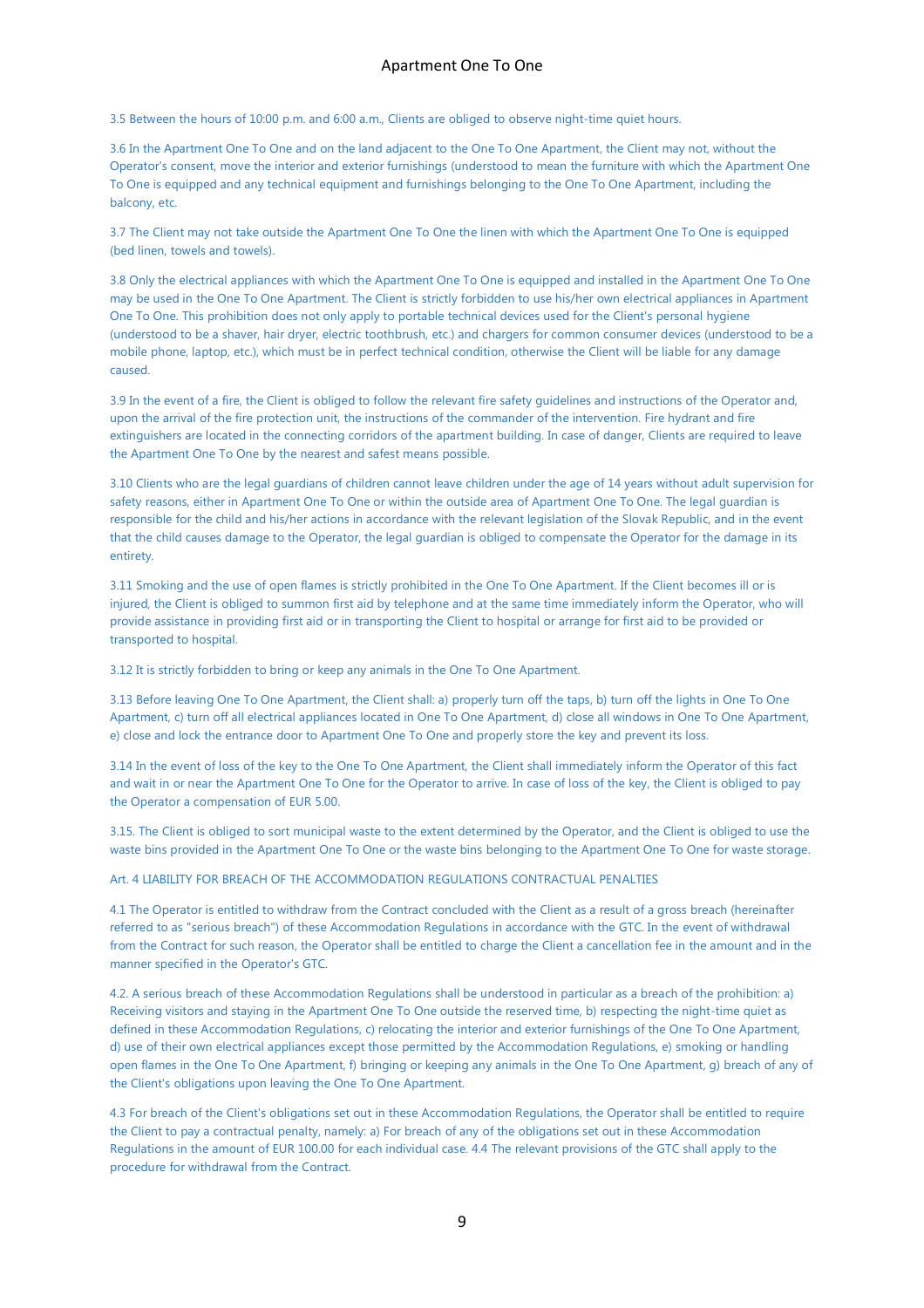3.5 Between the hours of 10:00 p.m. and 6:00 a.m., Clients are obliged to observe night-time quiet hours.

3.6 In the Apartment One To One and on the land adjacent to the One To One Apartment, the Client may not, without the Operator's consent, move the interior and exterior furnishings (understood to mean the furniture with which the Apartment One To One is equipped and any technical equipment and furnishings belonging to the One To One Apartment, including the balcony, etc.

3.7 The Client may not take outside the Apartment One To One the linen with which the Apartment One To One is equipped (bed linen, towels and towels).

3.8 Only the electrical appliances with which the Apartment One To One is equipped and installed in the Apartment One To One may be used in the One To One Apartment. The Client is strictly forbidden to use his/her own electrical appliances in Apartment One To One. This prohibition does not only apply to portable technical devices used for the Client's personal hygiene (understood to be a shaver, hair dryer, electric toothbrush, etc.) and chargers for common consumer devices (understood to be a mobile phone, laptop, etc.), which must be in perfect technical condition, otherwise the Client will be liable for any damage caused.

3.9 In the event of a fire, the Client is obliged to follow the relevant fire safety guidelines and instructions of the Operator and, upon the arrival of the fire protection unit, the instructions of the commander of the intervention. Fire hydrant and fire extinguishers are located in the connecting corridors of the apartment building. In case of danger, Clients are required to leave the Apartment One To One by the nearest and safest means possible.

3.10 Clients who are the legal guardians of children cannot leave children under the age of 14 years without adult supervision for safety reasons, either in Apartment One To One or within the outside area of Apartment One To One. The legal guardian is responsible for the child and his/her actions in accordance with the relevant legislation of the Slovak Republic, and in the event that the child causes damage to the Operator, the legal guardian is obliged to compensate the Operator for the damage in its entirety.

3.11 Smoking and the use of open flames is strictly prohibited in the One To One Apartment. If the Client becomes ill or is injured, the Client is obliged to summon first aid by telephone and at the same time immediately inform the Operator, who will provide assistance in providing first aid or in transporting the Client to hospital or arrange for first aid to be provided or transported to hospital.

3.12 It is strictly forbidden to bring or keep any animals in the One To One Apartment.

3.13 Before leaving One To One Apartment, the Client shall: a) properly turn off the taps, b) turn off the lights in One To One Apartment, c) turn off all electrical appliances located in One To One Apartment, d) close all windows in One To One Apartment, e) close and lock the entrance door to Apartment One To One and properly store the key and prevent its loss.

3.14 In the event of loss of the key to the One To One Apartment, the Client shall immediately inform the Operator of this fact and wait in or near the Apartment One To One for the Operator to arrive. In case of loss of the key, the Client is obliged to pay the Operator a compensation of EUR 5.00.

3.15. The Client is obliged to sort municipal waste to the extent determined by the Operator, and the Client is obliged to use the waste bins provided in the Apartment One To One or the waste bins belonging to the Apartment One To One for waste storage.

Art. 4 LIABILITY FOR BREACH OF THE ACCOMMODATION REGULATIONS CONTRACTUAL PENALTIES

4.1 The Operator is entitled to withdraw from the Contract concluded with the Client as a result of a gross breach (hereinafter referred to as "serious breach") of these Accommodation Regulations in accordance with the GTC. In the event of withdrawal from the Contract for such reason, the Operator shall be entitled to charge the Client a cancellation fee in the amount and in the manner specified in the Operator's GTC.

4.2. A serious breach of these Accommodation Regulations shall be understood in particular as a breach of the prohibition: a) Receiving visitors and staying in the Apartment One To One outside the reserved time, b) respecting the night-time quiet as defined in these Accommodation Regulations, c) relocating the interior and exterior furnishings of the One To One Apartment, d) use of their own electrical appliances except those permitted by the Accommodation Regulations, e) smoking or handling open flames in the One To One Apartment, f) bringing or keeping any animals in the One To One Apartment, g) breach of any of the Client's obligations upon leaving the One To One Apartment.

4.3 For breach of the Client's obligations set out in these Accommodation Regulations, the Operator shall be entitled to require the Client to pay a contractual penalty, namely: a) For breach of any of the obligations set out in these Accommodation Regulations in the amount of EUR 100.00 for each individual case. 4.4 The relevant provisions of the GTC shall apply to the procedure for withdrawal from the Contract.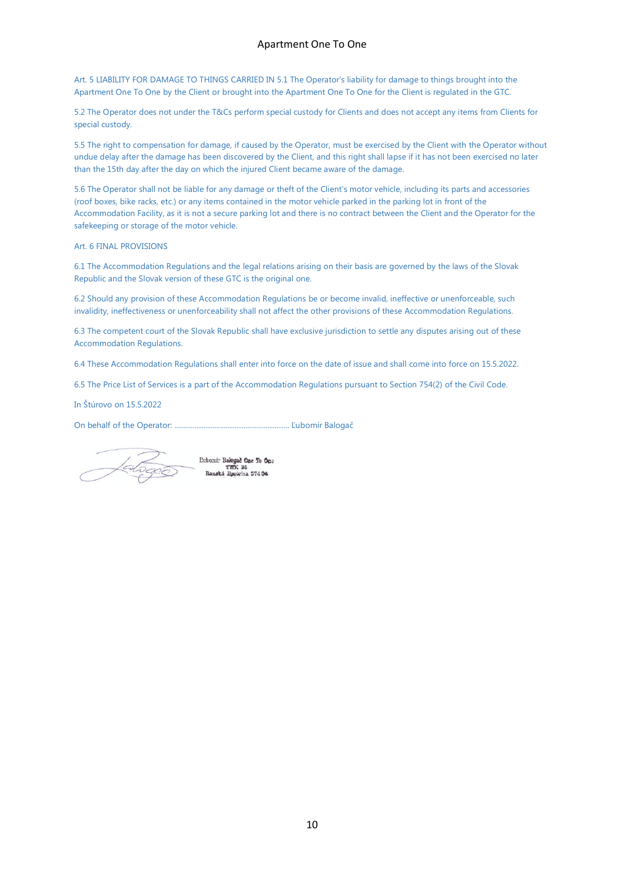Art. 5 LIABILITY FOR DAMAGE TO THINGS CARRIED IN 5.1 The Operator's liability for damage to things brought into the Apartment One To One by the Client or brought into the Apartment One To One for the Client is regulated in the GTC.

5.2 The Operator does not under the T&Cs perform special custody for Clients and does not accept any items from Clients for special custody.

5.5 The right to compensation for damage, if caused by the Operator, must be exercised by the Client with the Operator without undue delay after the damage has been discovered by the Client, and this right shall lapse if it has not been exercised no later than the 15th day after the day on which the injured Client became aware of the damage.

5.6 The Operator shall not be liable for any damage or theft of the Client's motor vehicle, including its parts and accessories (roof boxes, bike racks, etc.) or any items contained in the motor vehicle parked in the parking lot in front of the Accommodation Facility, as it is not a secure parking lot and there is no contract between the Client and the Operator for the safekeeping or storage of the motor vehicle.

Art. 6 FINAL PROVISIONS

6.1 The Accommodation Regulations and the legal relations arising on their basis are governed by the laws of the Slovak Republic and the Slovak version of these GTC is the original one.

6.2 Should any provision of these Accommodation Regulations be or become invalid, ineffective or unenforceable, such invalidity, ineffectiveness or unenforceability shall not affect the other provisions of these Accommodation Regulations.

6.3 The competent court of the Slovak Republic shall have exclusive jurisdiction to settle any disputes arising out of these Accommodation Regulations.

6.4 These Accommodation Regulations shall enter into force on the date of issue and shall come into force on 15.5.2022.

6.5 The Price List of Services is a part of the Accommodation Regulations pursuant to Section 754(2) of the Civil Code.

In Štúrovo on 15.5.2022

On behalf of the Operator: ............................................................... Ľubomír Balogač

Ľubomír Balogač One To One
THK 35
Banská Bystrica 974 04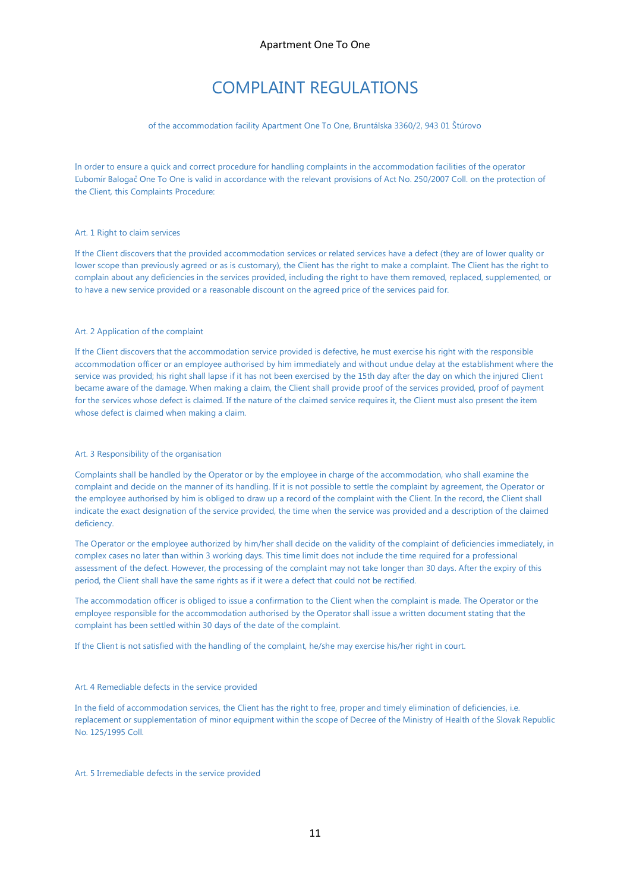# COMPLAINT REGULATIONS

of the accommodation facility Apartment One To One, Bruntálska 3360/2, 943 01 Štúrovo

In order to ensure a quick and correct procedure for handling complaints in the accommodation facilities of the operator Ľubomír Balogač One To One is valid in accordance with the relevant provisions of Act No. 250/2007 Coll. on the protection of the Client, this Complaints Procedure:

## Art. 1 Right to claim services

If the Client discovers that the provided accommodation services or related services have a defect (they are of lower quality or lower scope than previously agreed or as is customary), the Client has the right to make a complaint. The Client has the right to complain about any deficiencies in the services provided, including the right to have them removed, replaced, supplemented, or to have a new service provided or a reasonable discount on the agreed price of the services paid for.

## Art. 2 Application of the complaint

If the Client discovers that the accommodation service provided is defective, he must exercise his right with the responsible accommodation officer or an employee authorised by him immediately and without undue delay at the establishment where the service was provided; his right shall lapse if it has not been exercised by the 15th day after the day on which the injured Client became aware of the damage. When making a claim, the Client shall provide proof of the services provided, proof of payment for the services whose defect is claimed. If the nature of the claimed service requires it, the Client must also present the item whose defect is claimed when making a claim.

## Art. 3 Responsibility of the organisation

Complaints shall be handled by the Operator or by the employee in charge of the accommodation, who shall examine the complaint and decide on the manner of its handling. If it is not possible to settle the complaint by agreement, the Operator or the employee authorised by him is obliged to draw up a record of the complaint with the Client. In the record, the Client shall indicate the exact designation of the service provided, the time when the service was provided and a description of the claimed deficiency.

The Operator or the employee authorized by him/her shall decide on the validity of the complaint of deficiencies immediately, in complex cases no later than within 3 working days. This time limit does not include the time required for a professional assessment of the defect. However, the processing of the complaint may not take longer than 30 days. After the expiry of this period, the Client shall have the same rights as if it were a defect that could not be rectified.

The accommodation officer is obliged to issue a confirmation to the Client when the complaint is made. The Operator or the employee responsible for the accommodation authorised by the Operator shall issue a written document stating that the complaint has been settled within 30 days of the date of the complaint.

If the Client is not satisfied with the handling of the complaint, he/she may exercise his/her right in court.

## Art. 4 Remediable defects in the service provided

In the field of accommodation services, the Client has the right to free, proper and timely elimination of deficiencies, i.e. replacement or supplementation of minor equipment within the scope of Decree of the Ministry of Health of the Slovak Republic No. 125/1995 Coll.

## Art. 5 Irremediable defects in the service provided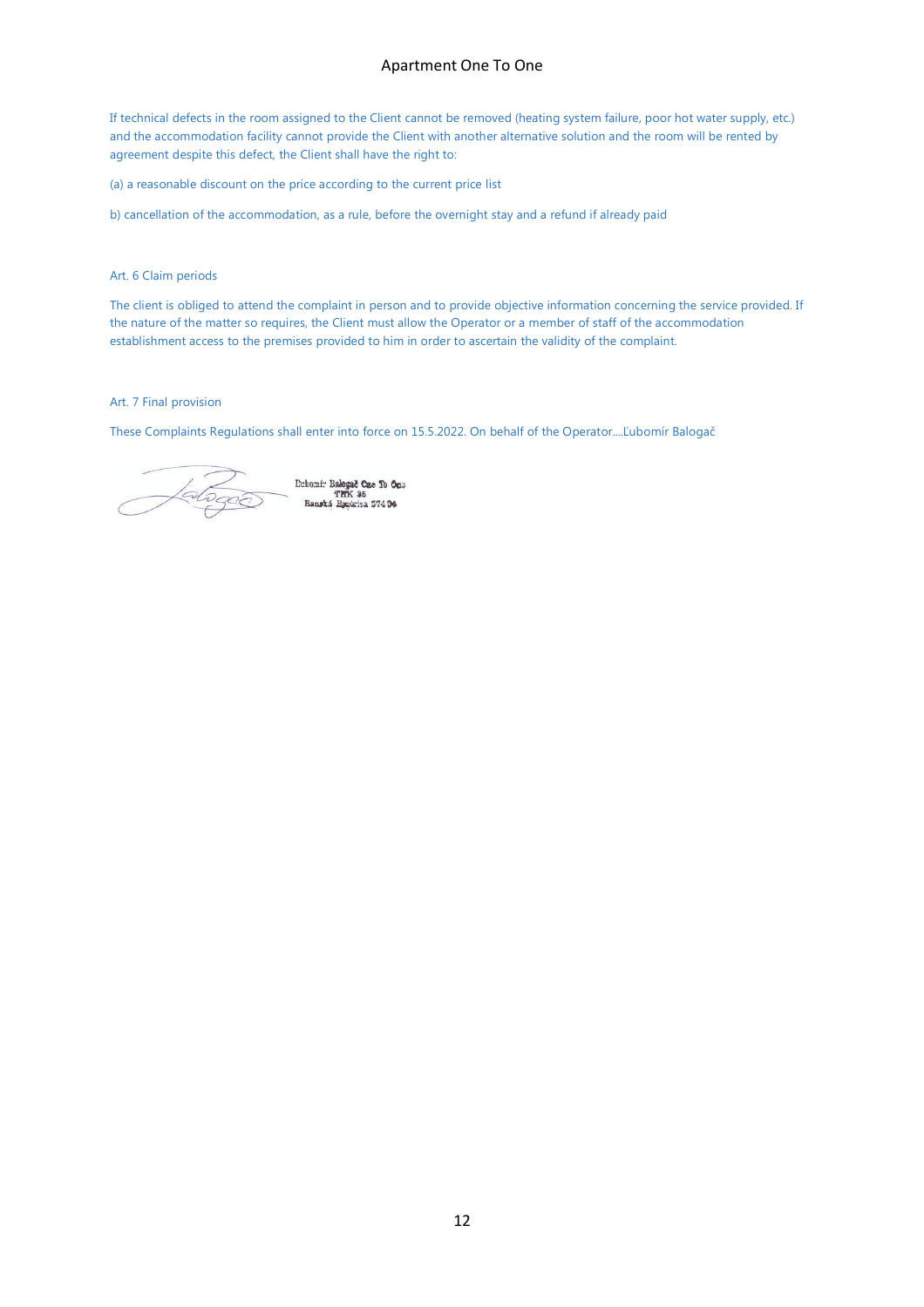If technical defects in the room assigned to the Client cannot be removed (heating system failure, poor hot water supply, etc.) and the accommodation facility cannot provide the Client with another alternative solution and the room will be rented by agreement despite this defect, the Client shall have the right to:

(a) a reasonable discount on the price according to the current price list

b) cancellation of the accommodation, as a rule, before the overnight stay and a refund if already paid

Art. 6 Claim periods

The client is obliged to attend the complaint in person and to provide objective information concerning the service provided. If the nature of the matter so requires, the Client must allow the Operator or a member of staff of the accommodation establishment access to the premises provided to him in order to ascertain the validity of the complaint.

Art. 7 Final provision

These Complaints Regulations shall enter into force on 15.5.2022. On behalf of the Operator....Ľubomír Balogač

Ľubomír Balogač One To One
THK 35
Banská Bystrica 974 04